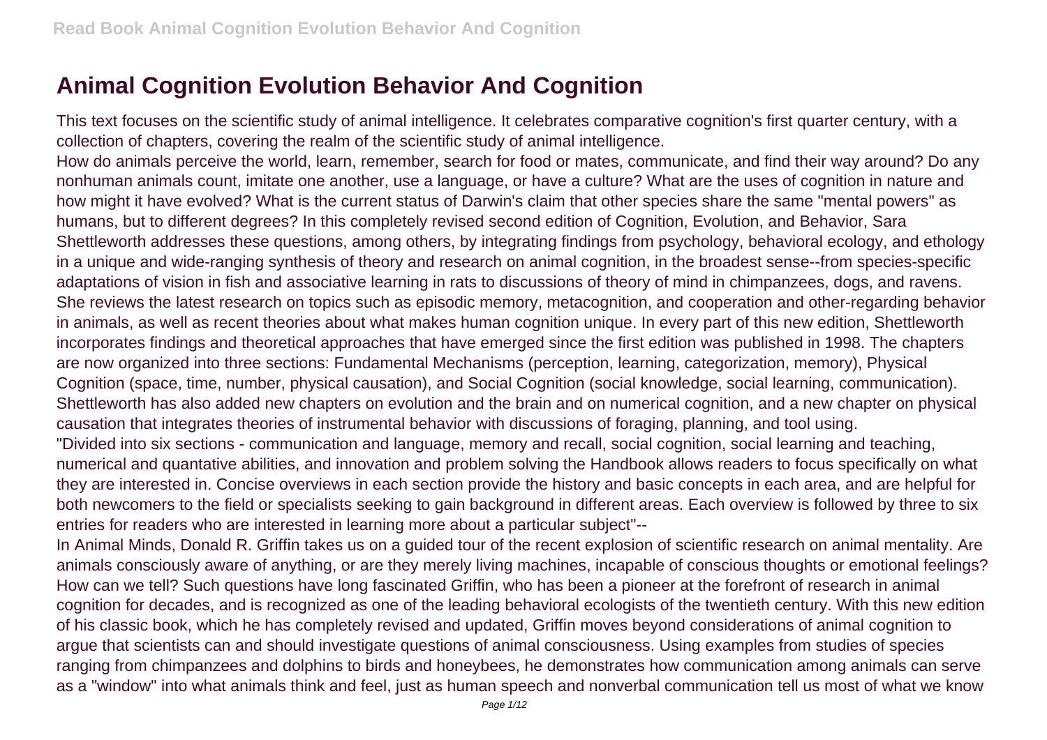# Animal Cognition Evolution Behavior And Cognition

This text focuses on the scientific study of animal intelligence. It celebrates comparative cognition's first quarter century, with a collection of chapters, covering the realm of the scientific study of animal intelligence.

How do animals perceive the world, learn, remember, search for food or mates, communicate, and find their way around? Do any nonhuman animals count, imitate one another, use a language, or have a culture? What are the uses of cognition in nature and how might it have evolved? What is the current status of Darwin's claim that other species share the same "mental powers" as humans, but to different degrees? In this completely revised second edition of Cognition, Evolution, and Behavior, Sara Shettleworth addresses these questions, among others, by integrating findings from psychology, behavioral ecology, and ethology in a unique and wide-ranging synthesis of theory and research on animal cognition, in the broadest sense--from species-specific adaptations of vision in fish and associative learning in rats to discussions of theory of mind in chimpanzees, dogs, and ravens. She reviews the latest research on topics such as episodic memory, metacognition, and cooperation and other-regarding behavior in animals, as well as recent theories about what makes human cognition unique. In every part of this new edition, Shettleworth incorporates findings and theoretical approaches that have emerged since the first edition was published in 1998. The chapters are now organized into three sections: Fundamental Mechanisms (perception, learning, categorization, memory), Physical Cognition (space, time, number, physical causation), and Social Cognition (social knowledge, social learning, communication). Shettleworth has also added new chapters on evolution and the brain and on numerical cognition, and a new chapter on physical causation that integrates theories of instrumental behavior with discussions of foraging, planning, and tool using.

"Divided into six sections - communication and language, memory and recall, social cognition, social learning and teaching, numerical and quantative abilities, and innovation and problem solving the Handbook allows readers to focus specifically on what they are interested in. Concise overviews in each section provide the history and basic concepts in each area, and are helpful for both newcomers to the field or specialists seeking to gain background in different areas. Each overview is followed by three to six entries for readers who are interested in learning more about a particular subject"--

In Animal Minds, Donald R. Griffin takes us on a guided tour of the recent explosion of scientific research on animal mentality. Are animals consciously aware of anything, or are they merely living machines, incapable of conscious thoughts or emotional feelings? How can we tell? Such questions have long fascinated Griffin, who has been a pioneer at the forefront of research in animal cognition for decades, and is recognized as one of the leading behavioral ecologists of the twentieth century. With this new edition of his classic book, which he has completely revised and updated, Griffin moves beyond considerations of animal cognition to argue that scientists can and should investigate questions of animal consciousness. Using examples from studies of species ranging from chimpanzees and dolphins to birds and honeybees, he demonstrates how communication among animals can serve as a "window" into what animals think and feel, just as human speech and nonverbal communication tell us most of what we know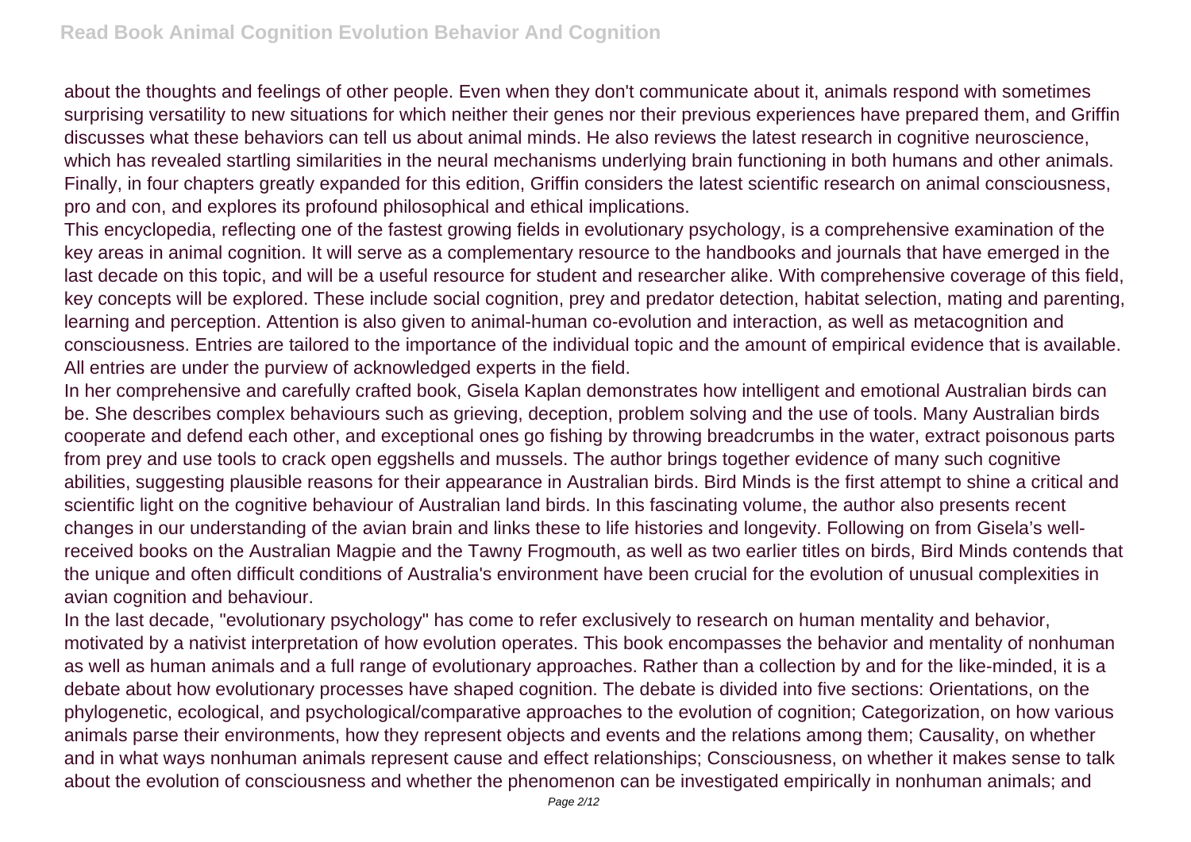about the thoughts and feelings of other people. Even when they don't communicate about it, animals respond with sometimes surprising versatility to new situations for which neither their genes nor their previous experiences have prepared them, and Griffin discusses what these behaviors can tell us about animal minds. He also reviews the latest research in cognitive neuroscience, which has revealed startling similarities in the neural mechanisms underlying brain functioning in both humans and other animals. Finally, in four chapters greatly expanded for this edition, Griffin considers the latest scientific research on animal consciousness, pro and con, and explores its profound philosophical and ethical implications.

This encyclopedia, reflecting one of the fastest growing fields in evolutionary psychology, is a comprehensive examination of the key areas in animal cognition. It will serve as a complementary resource to the handbooks and journals that have emerged in the last decade on this topic, and will be a useful resource for student and researcher alike. With comprehensive coverage of this field, key concepts will be explored. These include social cognition, prey and predator detection, habitat selection, mating and parenting, learning and perception. Attention is also given to animal-human co-evolution and interaction, as well as metacognition and consciousness. Entries are tailored to the importance of the individual topic and the amount of empirical evidence that is available. All entries are under the purview of acknowledged experts in the field.

In her comprehensive and carefully crafted book, Gisela Kaplan demonstrates how intelligent and emotional Australian birds can be. She describes complex behaviours such as grieving, deception, problem solving and the use of tools. Many Australian birds cooperate and defend each other, and exceptional ones go fishing by throwing breadcrumbs in the water, extract poisonous parts from prey and use tools to crack open eggshells and mussels. The author brings together evidence of many such cognitive abilities, suggesting plausible reasons for their appearance in Australian birds. Bird Minds is the first attempt to shine a critical and scientific light on the cognitive behaviour of Australian land birds. In this fascinating volume, the author also presents recent changes in our understanding of the avian brain and links these to life histories and longevity. Following on from Gisela's well-received books on the Australian Magpie and the Tawny Frogmouth, as well as two earlier titles on birds, Bird Minds contends that the unique and often difficult conditions of Australia's environment have been crucial for the evolution of unusual complexities in avian cognition and behaviour.

In the last decade, "evolutionary psychology" has come to refer exclusively to research on human mentality and behavior, motivated by a nativist interpretation of how evolution operates. This book encompasses the behavior and mentality of nonhuman as well as human animals and a full range of evolutionary approaches. Rather than a collection by and for the like-minded, it is a debate about how evolutionary processes have shaped cognition. The debate is divided into five sections: Orientations, on the phylogenetic, ecological, and psychological/comparative approaches to the evolution of cognition; Categorization, on how various animals parse their environments, how they represent objects and events and the relations among them; Causality, on whether and in what ways nonhuman animals represent cause and effect relationships; Consciousness, on whether it makes sense to talk about the evolution of consciousness and whether the phenomenon can be investigated empirically in nonhuman animals; and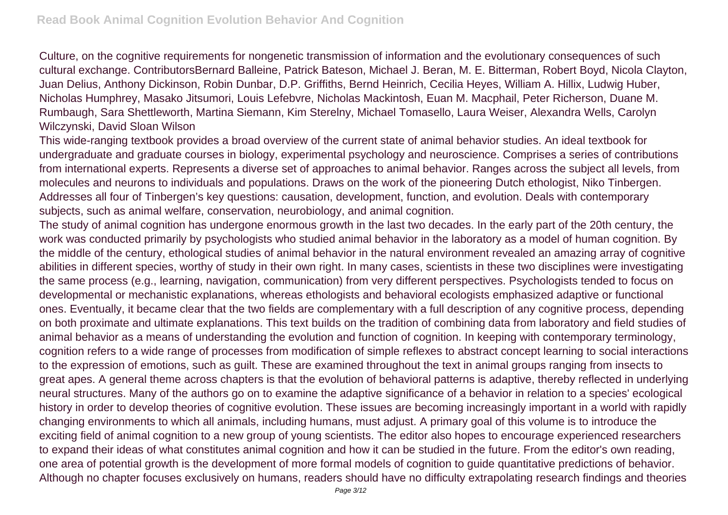Culture, on the cognitive requirements for nongenetic transmission of information and the evolutionary consequences of such cultural exchange. ContributorsBernard Balleine, Patrick Bateson, Michael J. Beran, M. E. Bitterman, Robert Boyd, Nicola Clayton, Juan Delius, Anthony Dickinson, Robin Dunbar, D.P. Griffiths, Bernd Heinrich, Cecilia Heyes, William A. Hillix, Ludwig Huber, Nicholas Humphrey, Masako Jitsumori, Louis Lefebvre, Nicholas Mackintosh, Euan M. Macphail, Peter Richerson, Duane M. Rumbaugh, Sara Shettleworth, Martina Siemann, Kim Sterelny, Michael Tomasello, Laura Weiser, Alexandra Wells, Carolyn Wilczynski, David Sloan Wilson

This wide-ranging textbook provides a broad overview of the current state of animal behavior studies. An ideal textbook for undergraduate and graduate courses in biology, experimental psychology and neuroscience. Comprises a series of contributions from international experts. Represents a diverse set of approaches to animal behavior. Ranges across the subject all levels, from molecules and neurons to individuals and populations. Draws on the work of the pioneering Dutch ethologist, Niko Tinbergen. Addresses all four of Tinbergen's key questions: causation, development, function, and evolution. Deals with contemporary subjects, such as animal welfare, conservation, neurobiology, and animal cognition.

The study of animal cognition has undergone enormous growth in the last two decades. In the early part of the 20th century, the work was conducted primarily by psychologists who studied animal behavior in the laboratory as a model of human cognition. By the middle of the century, ethological studies of animal behavior in the natural environment revealed an amazing array of cognitive abilities in different species, worthy of study in their own right. In many cases, scientists in these two disciplines were investigating the same process (e.g., learning, navigation, communication) from very different perspectives. Psychologists tended to focus on developmental or mechanistic explanations, whereas ethologists and behavioral ecologists emphasized adaptive or functional ones. Eventually, it became clear that the two fields are complementary with a full description of any cognitive process, depending on both proximate and ultimate explanations. This text builds on the tradition of combining data from laboratory and field studies of animal behavior as a means of understanding the evolution and function of cognition. In keeping with contemporary terminology, cognition refers to a wide range of processes from modification of simple reflexes to abstract concept learning to social interactions to the expression of emotions, such as guilt. These are examined throughout the text in animal groups ranging from insects to great apes. A general theme across chapters is that the evolution of behavioral patterns is adaptive, thereby reflected in underlying neural structures. Many of the authors go on to examine the adaptive significance of a behavior in relation to a species' ecological history in order to develop theories of cognitive evolution. These issues are becoming increasingly important in a world with rapidly changing environments to which all animals, including humans, must adjust. A primary goal of this volume is to introduce the exciting field of animal cognition to a new group of young scientists. The editor also hopes to encourage experienced researchers to expand their ideas of what constitutes animal cognition and how it can be studied in the future. From the editor's own reading, one area of potential growth is the development of more formal models of cognition to guide quantitative predictions of behavior. Although no chapter focuses exclusively on humans, readers should have no difficulty extrapolating research findings and theories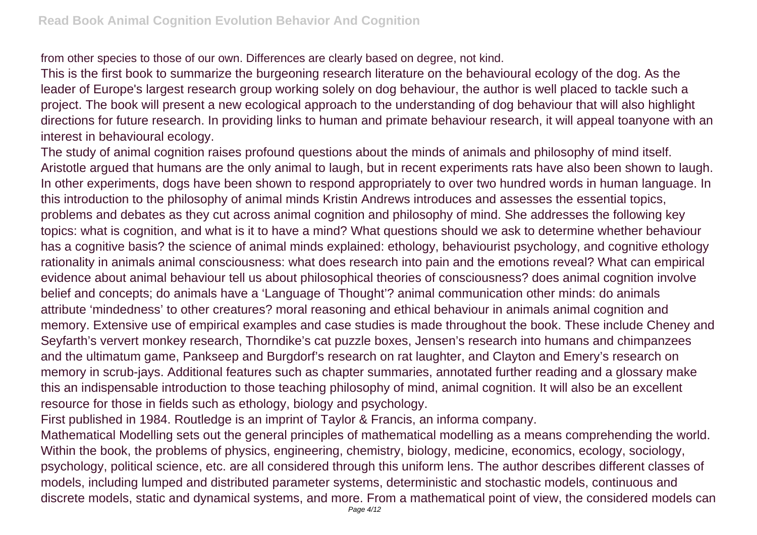from other species to those of our own. Differences are clearly based on degree, not kind.

This is the first book to summarize the burgeoning research literature on the behavioural ecology of the dog. As the leader of Europe's largest research group working solely on dog behaviour, the author is well placed to tackle such a project. The book will present a new ecological approach to the understanding of dog behaviour that will also highlight directions for future research. In providing links to human and primate behaviour research, it will appeal toanyone with an interest in behavioural ecology.

The study of animal cognition raises profound questions about the minds of animals and philosophy of mind itself. Aristotle argued that humans are the only animal to laugh, but in recent experiments rats have also been shown to laugh. In other experiments, dogs have been shown to respond appropriately to over two hundred words in human language. In this introduction to the philosophy of animal minds Kristin Andrews introduces and assesses the essential topics, problems and debates as they cut across animal cognition and philosophy of mind. She addresses the following key topics: what is cognition, and what is it to have a mind? What questions should we ask to determine whether behaviour has a cognitive basis? the science of animal minds explained: ethology, behaviourist psychology, and cognitive ethology rationality in animals animal consciousness: what does research into pain and the emotions reveal? What can empirical evidence about animal behaviour tell us about philosophical theories of consciousness? does animal cognition involve belief and concepts; do animals have a 'Language of Thought'? animal communication other minds: do animals attribute 'mindedness' to other creatures? moral reasoning and ethical behaviour in animals animal cognition and memory. Extensive use of empirical examples and case studies is made throughout the book. These include Cheney and Seyfarth's ververt monkey research, Thorndike's cat puzzle boxes, Jensen's research into humans and chimpanzees and the ultimatum game, Pankseep and Burgdorf's research on rat laughter, and Clayton and Emery's research on memory in scrub-jays. Additional features such as chapter summaries, annotated further reading and a glossary make this an indispensable introduction to those teaching philosophy of mind, animal cognition. It will also be an excellent resource for those in fields such as ethology, biology and psychology.

First published in 1984. Routledge is an imprint of Taylor & Francis, an informa company.

Mathematical Modelling sets out the general principles of mathematical modelling as a means comprehending the world. Within the book, the problems of physics, engineering, chemistry, biology, medicine, economics, ecology, sociology, psychology, political science, etc. are all considered through this uniform lens. The author describes different classes of models, including lumped and distributed parameter systems, deterministic and stochastic models, continuous and discrete models, static and dynamical systems, and more. From a mathematical point of view, the considered models can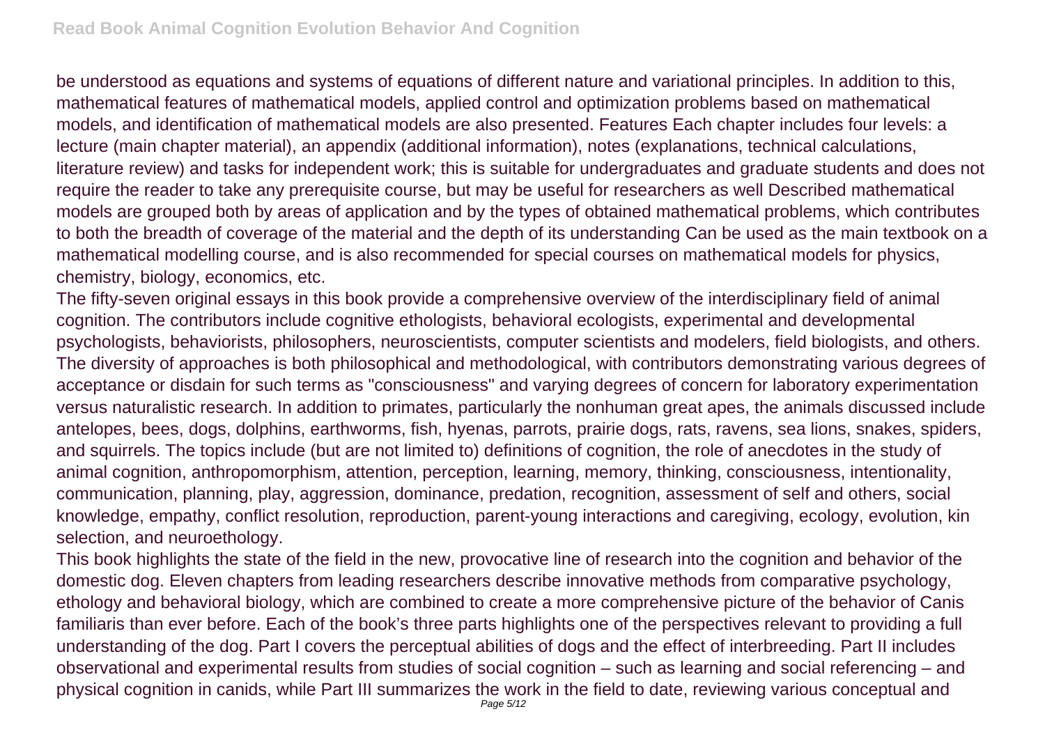be understood as equations and systems of equations of different nature and variational principles. In addition to this, mathematical features of mathematical models, applied control and optimization problems based on mathematical models, and identification of mathematical models are also presented. Features Each chapter includes four levels: a lecture (main chapter material), an appendix (additional information), notes (explanations, technical calculations, literature review) and tasks for independent work; this is suitable for undergraduates and graduate students and does not require the reader to take any prerequisite course, but may be useful for researchers as well Described mathematical models are grouped both by areas of application and by the types of obtained mathematical problems, which contributes to both the breadth of coverage of the material and the depth of its understanding Can be used as the main textbook on a mathematical modelling course, and is also recommended for special courses on mathematical models for physics, chemistry, biology, economics, etc.

The fifty-seven original essays in this book provide a comprehensive overview of the interdisciplinary field of animal cognition. The contributors include cognitive ethologists, behavioral ecologists, experimental and developmental psychologists, behaviorists, philosophers, neuroscientists, computer scientists and modelers, field biologists, and others. The diversity of approaches is both philosophical and methodological, with contributors demonstrating various degrees of acceptance or disdain for such terms as "consciousness" and varying degrees of concern for laboratory experimentation versus naturalistic research. In addition to primates, particularly the nonhuman great apes, the animals discussed include antelopes, bees, dogs, dolphins, earthworms, fish, hyenas, parrots, prairie dogs, rats, ravens, sea lions, snakes, spiders, and squirrels. The topics include (but are not limited to) definitions of cognition, the role of anecdotes in the study of animal cognition, anthropomorphism, attention, perception, learning, memory, thinking, consciousness, intentionality, communication, planning, play, aggression, dominance, predation, recognition, assessment of self and others, social knowledge, empathy, conflict resolution, reproduction, parent-young interactions and caregiving, ecology, evolution, kin selection, and neuroethology.

This book highlights the state of the field in the new, provocative line of research into the cognition and behavior of the domestic dog. Eleven chapters from leading researchers describe innovative methods from comparative psychology, ethology and behavioral biology, which are combined to create a more comprehensive picture of the behavior of Canis familiaris than ever before. Each of the book's three parts highlights one of the perspectives relevant to providing a full understanding of the dog. Part I covers the perceptual abilities of dogs and the effect of interbreeding. Part II includes observational and experimental results from studies of social cognition – such as learning and social referencing – and physical cognition in canids, while Part III summarizes the work in the field to date, reviewing various conceptual and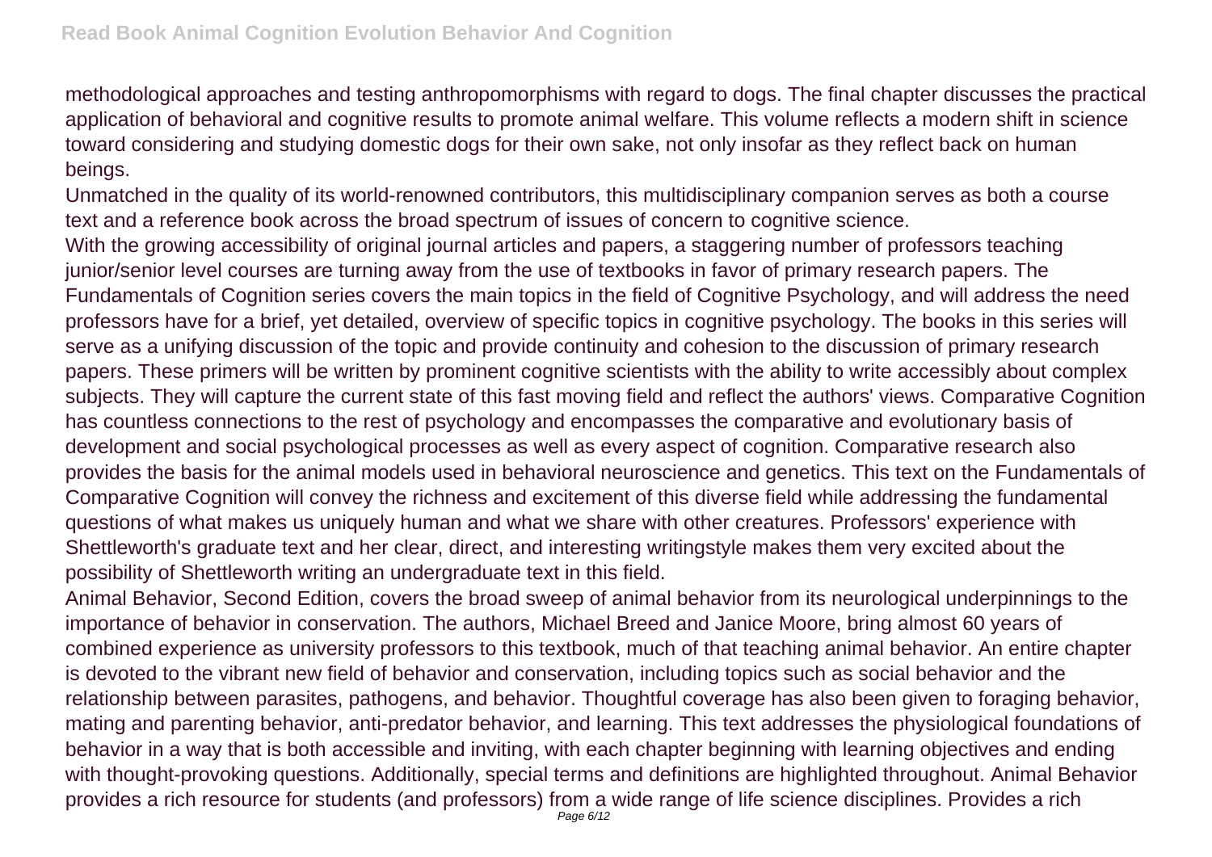methodological approaches and testing anthropomorphisms with regard to dogs. The final chapter discusses the practical application of behavioral and cognitive results to promote animal welfare. This volume reflects a modern shift in science toward considering and studying domestic dogs for their own sake, not only insofar as they reflect back on human beings.

Unmatched in the quality of its world-renowned contributors, this multidisciplinary companion serves as both a course text and a reference book across the broad spectrum of issues of concern to cognitive science.

With the growing accessibility of original journal articles and papers, a staggering number of professors teaching junior/senior level courses are turning away from the use of textbooks in favor of primary research papers. The Fundamentals of Cognition series covers the main topics in the field of Cognitive Psychology, and will address the need professors have for a brief, yet detailed, overview of specific topics in cognitive psychology. The books in this series will serve as a unifying discussion of the topic and provide continuity and cohesion to the discussion of primary research papers. These primers will be written by prominent cognitive scientists with the ability to write accessibly about complex subjects. They will capture the current state of this fast moving field and reflect the authors' views. Comparative Cognition has countless connections to the rest of psychology and encompasses the comparative and evolutionary basis of development and social psychological processes as well as every aspect of cognition. Comparative research also provides the basis for the animal models used in behavioral neuroscience and genetics. This text on the Fundamentals of Comparative Cognition will convey the richness and excitement of this diverse field while addressing the fundamental questions of what makes us uniquely human and what we share with other creatures. Professors' experience with Shettleworth's graduate text and her clear, direct, and interesting writingstyle makes them very excited about the possibility of Shettleworth writing an undergraduate text in this field.

Animal Behavior, Second Edition, covers the broad sweep of animal behavior from its neurological underpinnings to the importance of behavior in conservation. The authors, Michael Breed and Janice Moore, bring almost 60 years of combined experience as university professors to this textbook, much of that teaching animal behavior. An entire chapter is devoted to the vibrant new field of behavior and conservation, including topics such as social behavior and the relationship between parasites, pathogens, and behavior. Thoughtful coverage has also been given to foraging behavior, mating and parenting behavior, anti-predator behavior, and learning. This text addresses the physiological foundations of behavior in a way that is both accessible and inviting, with each chapter beginning with learning objectives and ending with thought-provoking questions. Additionally, special terms and definitions are highlighted throughout. Animal Behavior provides a rich resource for students (and professors) from a wide range of life science disciplines. Provides a rich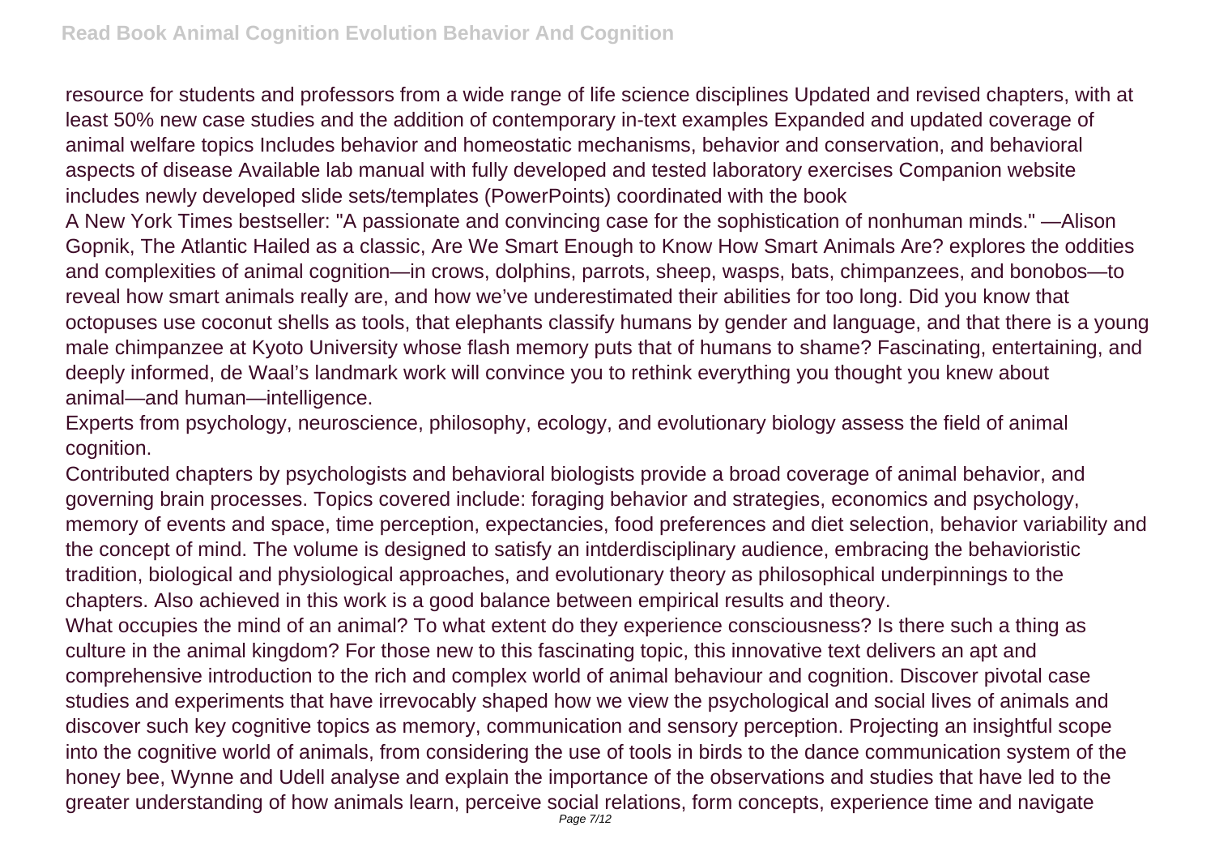resource for students and professors from a wide range of life science disciplines Updated and revised chapters, with at least 50% new case studies and the addition of contemporary in-text examples Expanded and updated coverage of animal welfare topics Includes behavior and homeostatic mechanisms, behavior and conservation, and behavioral aspects of disease Available lab manual with fully developed and tested laboratory exercises Companion website includes newly developed slide sets/templates (PowerPoints) coordinated with the book

A New York Times bestseller: "A passionate and convincing case for the sophistication of nonhuman minds." —Alison Gopnik, The Atlantic Hailed as a classic, Are We Smart Enough to Know How Smart Animals Are? explores the oddities and complexities of animal cognition—in crows, dolphins, parrots, sheep, wasps, bats, chimpanzees, and bonobos—to reveal how smart animals really are, and how we've underestimated their abilities for too long. Did you know that octopuses use coconut shells as tools, that elephants classify humans by gender and language, and that there is a young male chimpanzee at Kyoto University whose flash memory puts that of humans to shame? Fascinating, entertaining, and deeply informed, de Waal's landmark work will convince you to rethink everything you thought you knew about animal—and human—intelligence.

Experts from psychology, neuroscience, philosophy, ecology, and evolutionary biology assess the field of animal cognition.

Contributed chapters by psychologists and behavioral biologists provide a broad coverage of animal behavior, and governing brain processes. Topics covered include: foraging behavior and strategies, economics and psychology, memory of events and space, time perception, expectancies, food preferences and diet selection, behavior variability and the concept of mind. The volume is designed to satisfy an intderdisciplinary audience, embracing the behavioristic tradition, biological and physiological approaches, and evolutionary theory as philosophical underpinnings to the chapters. Also achieved in this work is a good balance between empirical results and theory.

What occupies the mind of an animal? To what extent do they experience consciousness? Is there such a thing as culture in the animal kingdom? For those new to this fascinating topic, this innovative text delivers an apt and comprehensive introduction to the rich and complex world of animal behaviour and cognition. Discover pivotal case studies and experiments that have irrevocably shaped how we view the psychological and social lives of animals and discover such key cognitive topics as memory, communication and sensory perception. Projecting an insightful scope into the cognitive world of animals, from considering the use of tools in birds to the dance communication system of the honey bee, Wynne and Udell analyse and explain the importance of the observations and studies that have led to the greater understanding of how animals learn, perceive social relations, form concepts, experience time and navigate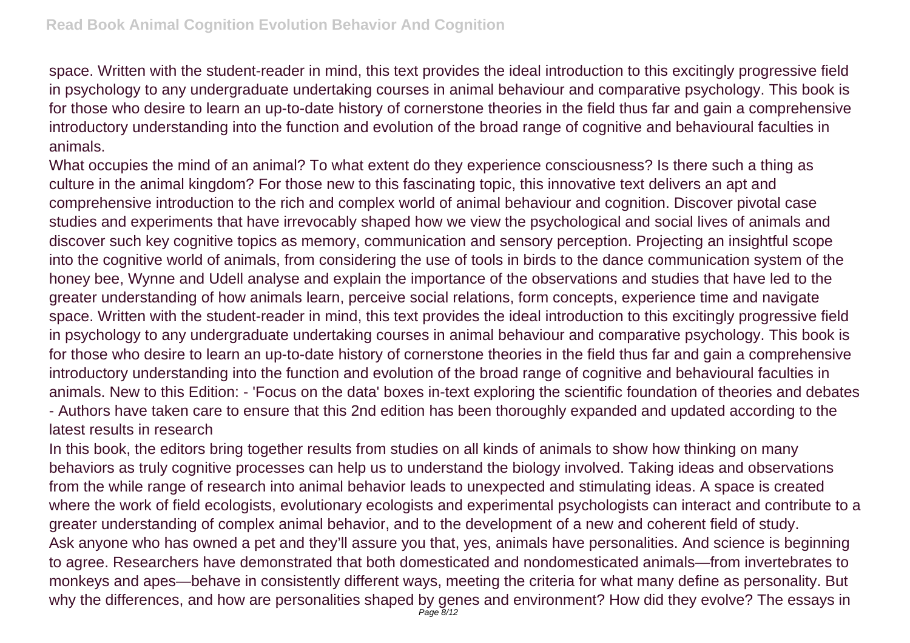space. Written with the student-reader in mind, this text provides the ideal introduction to this excitingly progressive field in psychology to any undergraduate undertaking courses in animal behaviour and comparative psychology. This book is for those who desire to learn an up-to-date history of cornerstone theories in the field thus far and gain a comprehensive introductory understanding into the function and evolution of the broad range of cognitive and behavioural faculties in animals.

What occupies the mind of an animal? To what extent do they experience consciousness? Is there such a thing as culture in the animal kingdom? For those new to this fascinating topic, this innovative text delivers an apt and comprehensive introduction to the rich and complex world of animal behaviour and cognition. Discover pivotal case studies and experiments that have irrevocably shaped how we view the psychological and social lives of animals and discover such key cognitive topics as memory, communication and sensory perception. Projecting an insightful scope into the cognitive world of animals, from considering the use of tools in birds to the dance communication system of the honey bee, Wynne and Udell analyse and explain the importance of the observations and studies that have led to the greater understanding of how animals learn, perceive social relations, form concepts, experience time and navigate space. Written with the student-reader in mind, this text provides the ideal introduction to this excitingly progressive field in psychology to any undergraduate undertaking courses in animal behaviour and comparative psychology. This book is for those who desire to learn an up-to-date history of cornerstone theories in the field thus far and gain a comprehensive introductory understanding into the function and evolution of the broad range of cognitive and behavioural faculties in animals. New to this Edition: - 'Focus on the data' boxes in-text exploring the scientific foundation of theories and debates - Authors have taken care to ensure that this 2nd edition has been thoroughly expanded and updated according to the latest results in research

In this book, the editors bring together results from studies on all kinds of animals to show how thinking on many behaviors as truly cognitive processes can help us to understand the biology involved. Taking ideas and observations from the while range of research into animal behavior leads to unexpected and stimulating ideas. A space is created where the work of field ecologists, evolutionary ecologists and experimental psychologists can interact and contribute to a greater understanding of complex animal behavior, and to the development of a new and coherent field of study.

Ask anyone who has owned a pet and they'll assure you that, yes, animals have personalities. And science is beginning to agree. Researchers have demonstrated that both domesticated and nondomesticated animals—from invertebrates to monkeys and apes—behave in consistently different ways, meeting the criteria for what many define as personality. But why the differences, and how are personalities shaped by genes and environment? How did they evolve? The essays in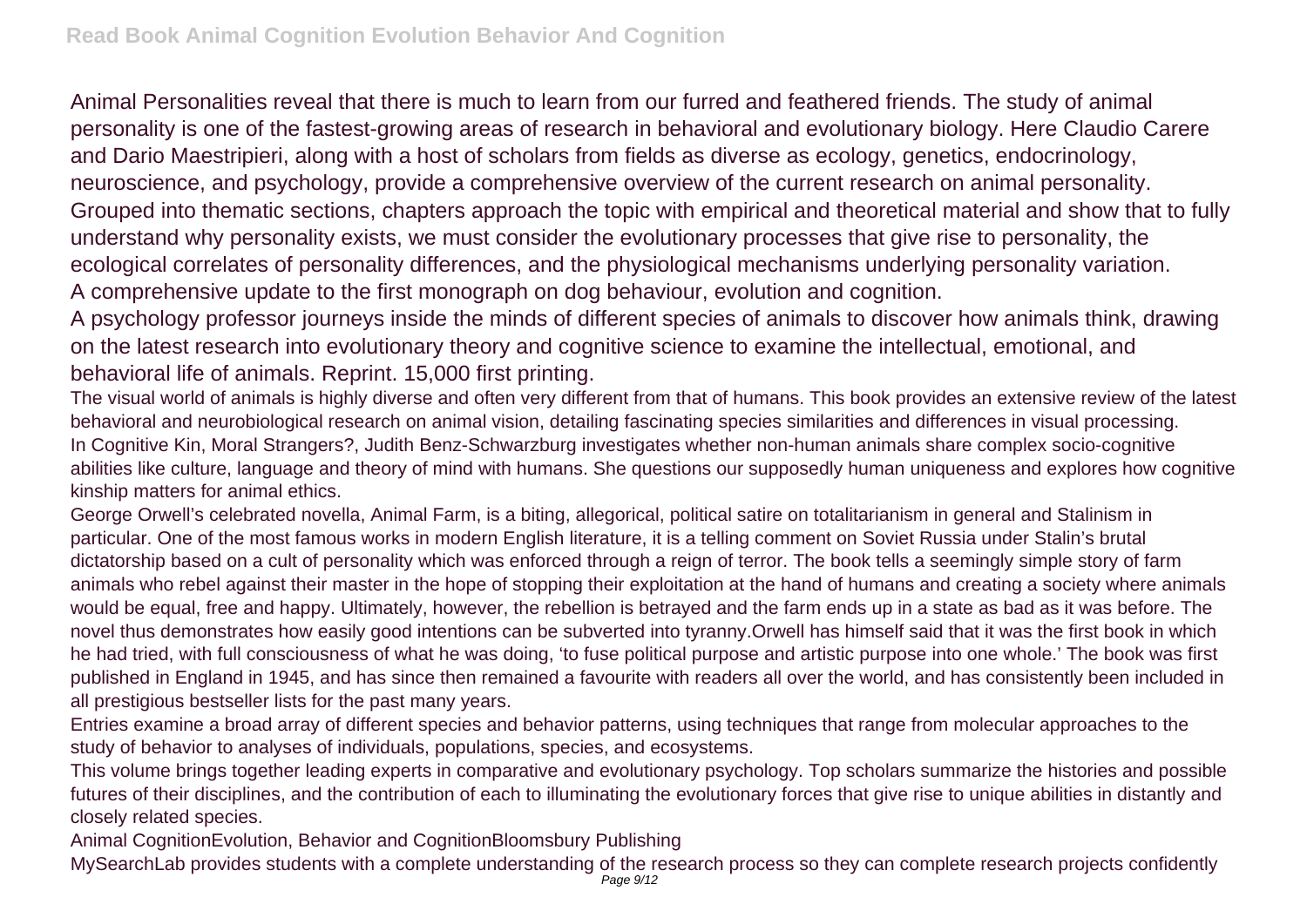Animal Personalities reveal that there is much to learn from our furred and feathered friends. The study of animal personality is one of the fastest-growing areas of research in behavioral and evolutionary biology. Here Claudio Carere and Dario Maestripieri, along with a host of scholars from fields as diverse as ecology, genetics, endocrinology, neuroscience, and psychology, provide a comprehensive overview of the current research on animal personality. Grouped into thematic sections, chapters approach the topic with empirical and theoretical material and show that to fully understand why personality exists, we must consider the evolutionary processes that give rise to personality, the ecological correlates of personality differences, and the physiological mechanisms underlying personality variation.

A comprehensive update to the first monograph on dog behaviour, evolution and cognition.

A psychology professor journeys inside the minds of different species of animals to discover how animals think, drawing on the latest research into evolutionary theory and cognitive science to examine the intellectual, emotional, and behavioral life of animals. Reprint. 15,000 first printing.

The visual world of animals is highly diverse and often very different from that of humans. This book provides an extensive review of the latest behavioral and neurobiological research on animal vision, detailing fascinating species similarities and differences in visual processing.

In Cognitive Kin, Moral Strangers?, Judith Benz-Schwarzburg investigates whether non-human animals share complex socio-cognitive abilities like culture, language and theory of mind with humans. She questions our supposedly human uniqueness and explores how cognitive kinship matters for animal ethics.

George Orwell's celebrated novella, Animal Farm, is a biting, allegorical, political satire on totalitarianism in general and Stalinism in particular. One of the most famous works in modern English literature, it is a telling comment on Soviet Russia under Stalin's brutal dictatorship based on a cult of personality which was enforced through a reign of terror. The book tells a seemingly simple story of farm animals who rebel against their master in the hope of stopping their exploitation at the hand of humans and creating a society where animals would be equal, free and happy. Ultimately, however, the rebellion is betrayed and the farm ends up in a state as bad as it was before. The novel thus demonstrates how easily good intentions can be subverted into tyranny.Orwell has himself said that it was the first book in which he had tried, with full consciousness of what he was doing, 'to fuse political purpose and artistic purpose into one whole.' The book was first published in England in 1945, and has since then remained a favourite with readers all over the world, and has consistently been included in all prestigious bestseller lists for the past many years.

Entries examine a broad array of different species and behavior patterns, using techniques that range from molecular approaches to the study of behavior to analyses of individuals, populations, species, and ecosystems.

This volume brings together leading experts in comparative and evolutionary psychology. Top scholars summarize the histories and possible futures of their disciplines, and the contribution of each to illuminating the evolutionary forces that give rise to unique abilities in distantly and closely related species.

Animal CognitionEvolution, Behavior and CognitionBloomsbury Publishing

MySearchLab provides students with a complete understanding of the research process so they can complete research projects confidently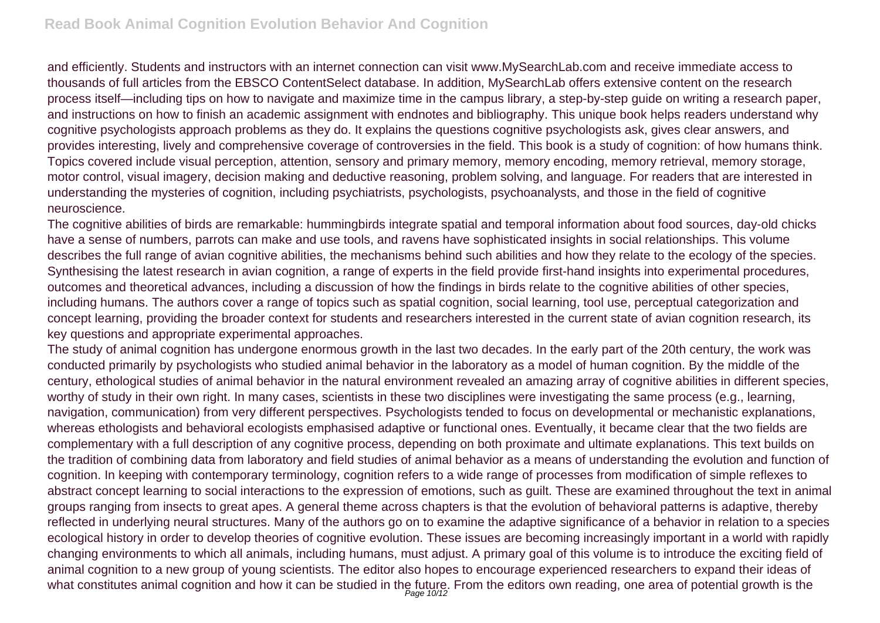and efficiently. Students and instructors with an internet connection can visit www.MySearchLab.com and receive immediate access to thousands of full articles from the EBSCO ContentSelect database. In addition, MySearchLab offers extensive content on the research process itself—including tips on how to navigate and maximize time in the campus library, a step-by-step guide on writing a research paper, and instructions on how to finish an academic assignment with endnotes and bibliography. This unique book helps readers understand why cognitive psychologists approach problems as they do. It explains the questions cognitive psychologists ask, gives clear answers, and provides interesting, lively and comprehensive coverage of controversies in the field. This book is a study of cognition: of how humans think. Topics covered include visual perception, attention, sensory and primary memory, memory encoding, memory retrieval, memory storage, motor control, visual imagery, decision making and deductive reasoning, problem solving, and language. For readers that are interested in understanding the mysteries of cognition, including psychiatrists, psychologists, psychoanalysts, and those in the field of cognitive neuroscience.

The cognitive abilities of birds are remarkable: hummingbirds integrate spatial and temporal information about food sources, day-old chicks have a sense of numbers, parrots can make and use tools, and ravens have sophisticated insights in social relationships. This volume describes the full range of avian cognitive abilities, the mechanisms behind such abilities and how they relate to the ecology of the species. Synthesising the latest research in avian cognition, a range of experts in the field provide first-hand insights into experimental procedures, outcomes and theoretical advances, including a discussion of how the findings in birds relate to the cognitive abilities of other species, including humans. The authors cover a range of topics such as spatial cognition, social learning, tool use, perceptual categorization and concept learning, providing the broader context for students and researchers interested in the current state of avian cognition research, its key questions and appropriate experimental approaches.

The study of animal cognition has undergone enormous growth in the last two decades. In the early part of the 20th century, the work was conducted primarily by psychologists who studied animal behavior in the laboratory as a model of human cognition. By the middle of the century, ethological studies of animal behavior in the natural environment revealed an amazing array of cognitive abilities in different species, worthy of study in their own right. In many cases, scientists in these two disciplines were investigating the same process (e.g., learning, navigation, communication) from very different perspectives. Psychologists tended to focus on developmental or mechanistic explanations, whereas ethologists and behavioral ecologists emphasised adaptive or functional ones. Eventually, it became clear that the two fields are complementary with a full description of any cognitive process, depending on both proximate and ultimate explanations. This text builds on the tradition of combining data from laboratory and field studies of animal behavior as a means of understanding the evolution and function of cognition. In keeping with contemporary terminology, cognition refers to a wide range of processes from modification of simple reflexes to abstract concept learning to social interactions to the expression of emotions, such as guilt. These are examined throughout the text in animal groups ranging from insects to great apes. A general theme across chapters is that the evolution of behavioral patterns is adaptive, thereby reflected in underlying neural structures. Many of the authors go on to examine the adaptive significance of a behavior in relation to a species ecological history in order to develop theories of cognitive evolution. These issues are becoming increasingly important in a world with rapidly changing environments to which all animals, including humans, must adjust. A primary goal of this volume is to introduce the exciting field of animal cognition to a new group of young scientists. The editor also hopes to encourage experienced researchers to expand their ideas of what constitutes animal cognition and how it can be studied in the future. From the editors own reading, one area of potential growth is the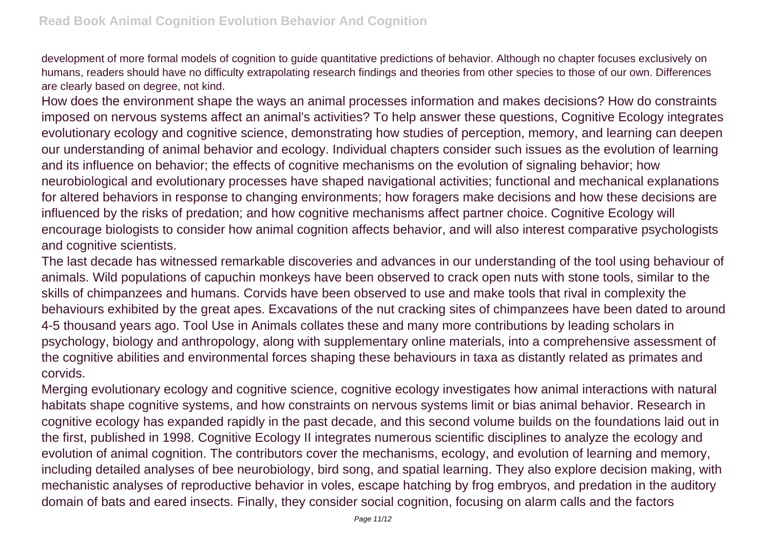development of more formal models of cognition to guide quantitative predictions of behavior. Although no chapter focuses exclusively on humans, readers should have no difficulty extrapolating research findings and theories from other species to those of our own. Differences are clearly based on degree, not kind.

How does the environment shape the ways an animal processes information and makes decisions? How do constraints imposed on nervous systems affect an animal's activities? To help answer these questions, Cognitive Ecology integrates evolutionary ecology and cognitive science, demonstrating how studies of perception, memory, and learning can deepen our understanding of animal behavior and ecology. Individual chapters consider such issues as the evolution of learning and its influence on behavior; the effects of cognitive mechanisms on the evolution of signaling behavior; how neurobiological and evolutionary processes have shaped navigational activities; functional and mechanical explanations for altered behaviors in response to changing environments; how foragers make decisions and how these decisions are influenced by the risks of predation; and how cognitive mechanisms affect partner choice. Cognitive Ecology will encourage biologists to consider how animal cognition affects behavior, and will also interest comparative psychologists and cognitive scientists.

The last decade has witnessed remarkable discoveries and advances in our understanding of the tool using behaviour of animals. Wild populations of capuchin monkeys have been observed to crack open nuts with stone tools, similar to the skills of chimpanzees and humans. Corvids have been observed to use and make tools that rival in complexity the behaviours exhibited by the great apes. Excavations of the nut cracking sites of chimpanzees have been dated to around 4-5 thousand years ago. Tool Use in Animals collates these and many more contributions by leading scholars in psychology, biology and anthropology, along with supplementary online materials, into a comprehensive assessment of the cognitive abilities and environmental forces shaping these behaviours in taxa as distantly related as primates and corvids.

Merging evolutionary ecology and cognitive science, cognitive ecology investigates how animal interactions with natural habitats shape cognitive systems, and how constraints on nervous systems limit or bias animal behavior. Research in cognitive ecology has expanded rapidly in the past decade, and this second volume builds on the foundations laid out in the first, published in 1998. Cognitive Ecology II integrates numerous scientific disciplines to analyze the ecology and evolution of animal cognition. The contributors cover the mechanisms, ecology, and evolution of learning and memory, including detailed analyses of bee neurobiology, bird song, and spatial learning. They also explore decision making, with mechanistic analyses of reproductive behavior in voles, escape hatching by frog embryos, and predation in the auditory domain of bats and eared insects. Finally, they consider social cognition, focusing on alarm calls and the factors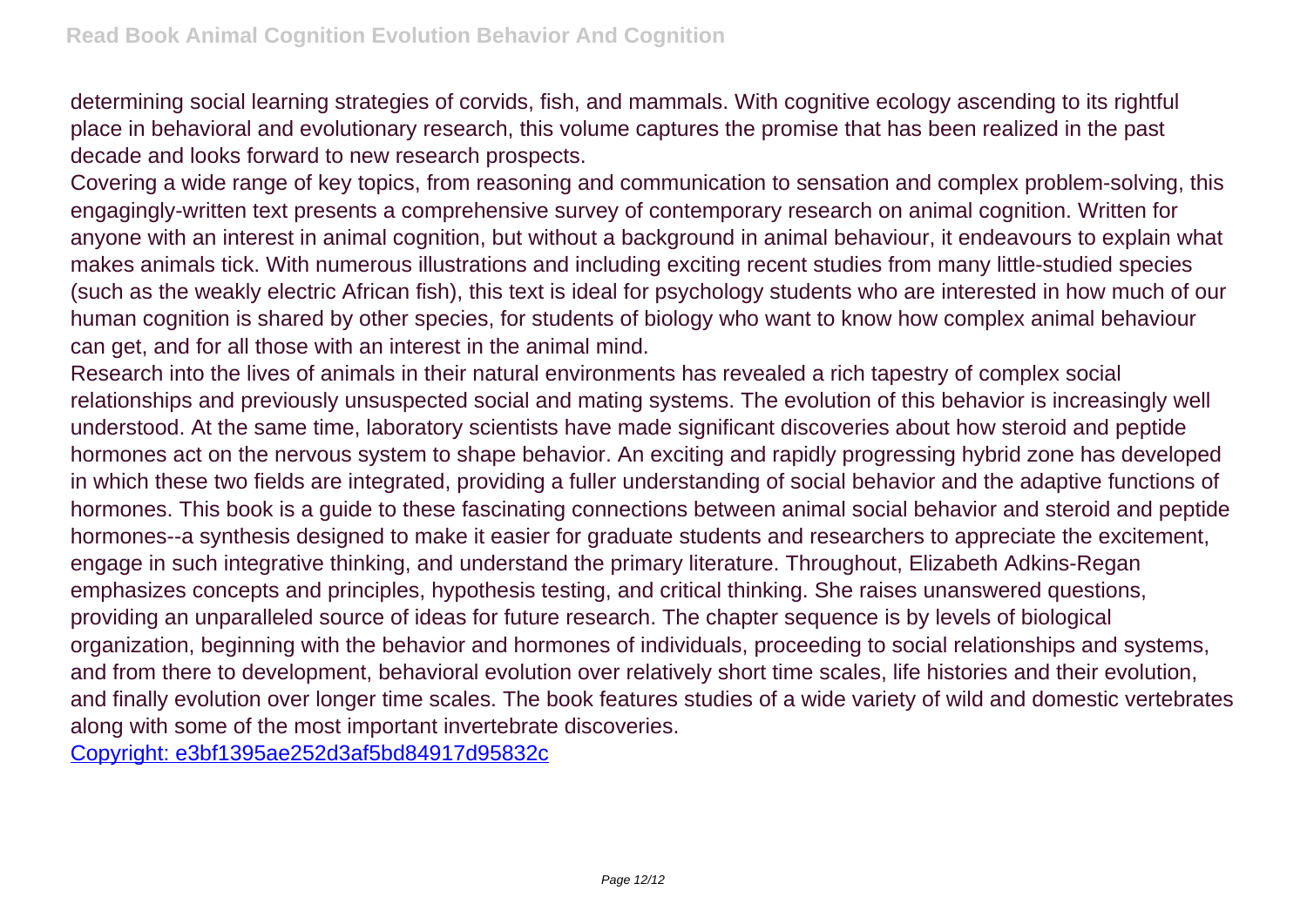determining social learning strategies of corvids, fish, and mammals. With cognitive ecology ascending to its rightful place in behavioral and evolutionary research, this volume captures the promise that has been realized in the past decade and looks forward to new research prospects.

Covering a wide range of key topics, from reasoning and communication to sensation and complex problem-solving, this engagingly-written text presents a comprehensive survey of contemporary research on animal cognition. Written for anyone with an interest in animal cognition, but without a background in animal behaviour, it endeavours to explain what makes animals tick. With numerous illustrations and including exciting recent studies from many little-studied species (such as the weakly electric African fish), this text is ideal for psychology students who are interested in how much of our human cognition is shared by other species, for students of biology who want to know how complex animal behaviour can get, and for all those with an interest in the animal mind.

Research into the lives of animals in their natural environments has revealed a rich tapestry of complex social relationships and previously unsuspected social and mating systems. The evolution of this behavior is increasingly well understood. At the same time, laboratory scientists have made significant discoveries about how steroid and peptide hormones act on the nervous system to shape behavior. An exciting and rapidly progressing hybrid zone has developed in which these two fields are integrated, providing a fuller understanding of social behavior and the adaptive functions of hormones. This book is a guide to these fascinating connections between animal social behavior and steroid and peptide hormones--a synthesis designed to make it easier for graduate students and researchers to appreciate the excitement, engage in such integrative thinking, and understand the primary literature. Throughout, Elizabeth Adkins-Regan emphasizes concepts and principles, hypothesis testing, and critical thinking. She raises unanswered questions, providing an unparalleled source of ideas for future research. The chapter sequence is by levels of biological organization, beginning with the behavior and hormones of individuals, proceeding to social relationships and systems, and from there to development, behavioral evolution over relatively short time scales, life histories and their evolution, and finally evolution over longer time scales. The book features studies of a wide variety of wild and domestic vertebrates along with some of the most important invertebrate discoveries.

Copyright: e3bf1395ae252d3af5bd84917d95832c